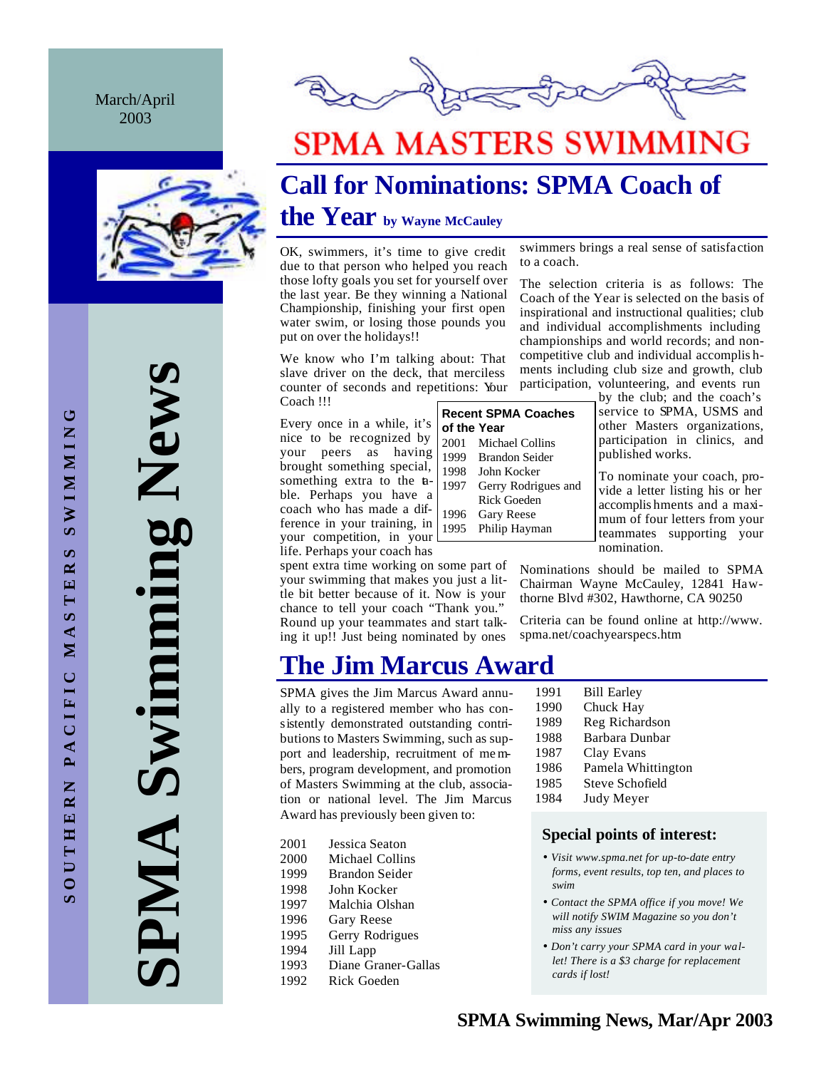March/April 2003

# SPMA Swimming News

SOUTHERN PACIFIC MASTERS SWIMMING

# SPMA MASTERS SWIMMING

## Call for Nominations: SPMA Coach of the Year by Wayne McCauley

OK, swimmers, it's time to give credit due to that person who helped you reach those lofty goals you set for yourself over the last year. Be they winning a National Championship, finishing your first open water swim, or losing those pounds you put on over the holidays!!

We know who I'm talking about: That slave driver on the deck, that merciless counter of seconds and repetitions: Your Coach !!!

Every once in a while, it's nice to be recognized by your peers as having brought something special, something extra to the table. Perhaps you have a coach who has made a difference in your training, in your competition, in your life. Perhaps your coach has spent extra time working on some part of your swimming that makes you just a little bit better because of it. Now is your chance to tell your coach "Thank you." Round up your teammates and start talking it up!! Just being nominated by ones swimmers brings a real sense of satisfaction to a coach.

**Recent SPMA Coaches of the Year**

| Year | Coach |
|---|---|
| 2001 | Michael Collins |
| 1999 | Brandon Seider |
| 1998 | John Kocker |
| 1997 | Gerry Rodrigues and Rick Goeden |
| 1996 | Gary Reese |
| 1995 | Philip Hayman |

The selection criteria is as follows: The Coach of the Year is selected on the basis of inspirational and instructional qualities; club and individual accomplishments including championships and world records; and non-competitive club and individual accomplishments including club size and growth, club participation, volunteering, and events run by the club; and the coach's service to SPMA, USMS and other Masters organizations, participation in clinics, and published works.

To nominate your coach, provide a letter listing his or her accomplishments and a maximum of four letters from your teammates supporting your nomination.

Nominations should be mailed to SPMA Chairman Wayne McCauley, 12841 Hawthorne Blvd #302, Hawthorne, CA 90250

Criteria can be found online at http://www.spma.net/coachyearspecs.htm

## The Jim Marcus Award

SPMA gives the Jim Marcus Award annually to a registered member who has consistently demonstrated outstanding contributions to Masters Swimming, such as support and leadership, recruitment of members, program development, and promotion of Masters Swimming at the club, association or national level. The Jim Marcus Award has previously been given to:

| Year | Recipient |
|---|---|
| 2001 | Jessica Seaton |
| 2000 | Michael Collins |
| 1999 | Brandon Seider |
| 1998 | John Kocker |
| 1997 | Malchia Olshan |
| 1996 | Gary Reese |
| 1995 | Gerry Rodrigues |
| 1994 | Jill Lapp |
| 1993 | Diane Graner-Gallas |
| 1992 | Rick Goeden |
| 1991 | Bill Earley |
| 1990 | Chuck Hay |
| 1989 | Reg Richardson |
| 1988 | Barbara Dunbar |
| 1987 | Clay Evans |
| 1986 | Pamela Whittington |
| 1985 | Steve Schofield |
| 1984 | Judy Meyer |

### Special points of interest:

- *Visit www.spma.net for up-to-date entry forms, event results, top ten, and places to swim*
- *Contact the SPMA office if you move! We will notify SWIM Magazine so you don't miss any issues*
- *Don't carry your SPMA card in your wallet! There is a $3 charge for replacement cards if lost!*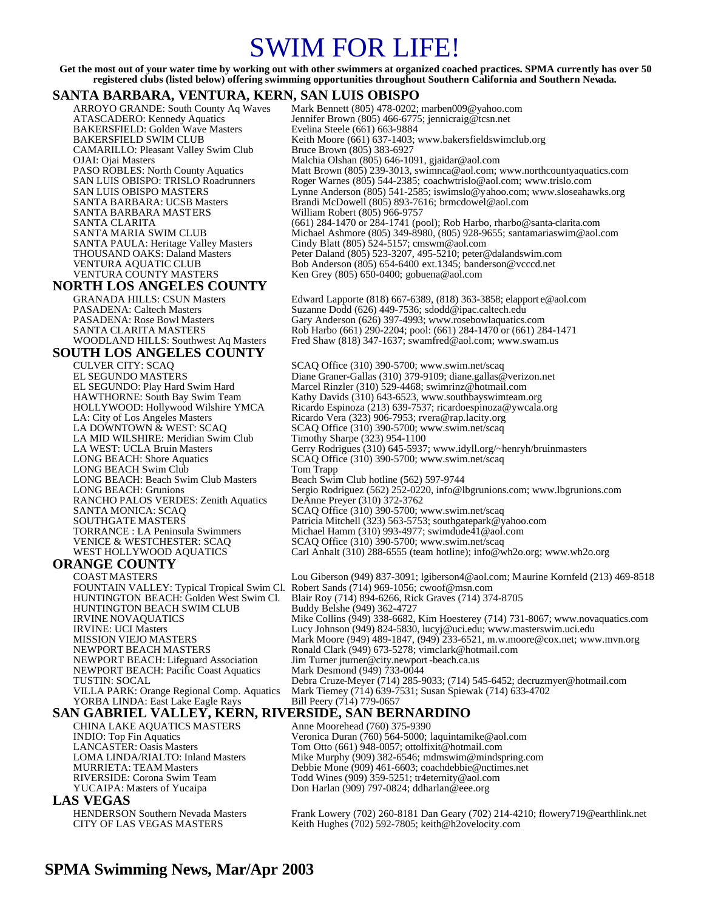# SWIM FOR LIFE!

**Get the most out of your water time by working out with other swimmers at organized coached practices. SPMA currently has over 50 registered clubs (listed below) offering swimming opportunities throughout Southern California and Southern Nevada.**

## SANTA BARBARA, VENTURA, KERN, SAN LUIS OBISPO

| Club | Contact |
|---|---|
| ARROYO GRANDE: South County Aq Waves | Mark Bennett (805) 478-0202; marben009@yahoo.com |
| ATASCADERO: Kennedy Aquatics | Jennifer Brown (805) 466-6775; jennicraig@tcsn.net |
| BAKERSFIELD: Golden Wave Masters | Evelina Steele (661) 663-9884 |
| BAKERSFIELD SWIM CLUB | Keith Moore (661) 637-1403; www.bakersfieldswimclub.org |
| CAMARILLO: Pleasant Valley Swim Club | Bruce Brown (805) 383-6927 |
| OJAI: Ojai Masters | Malchia Olshan (805) 646-1091, gjaidar@aol.com |
| PASO ROBLES: North County Aquatics | Matt Brown (805) 239-3013, swimnca@aol.com; www.northcountyaquatics.com |
| SAN LUIS OBISPO: TRISLO Roadrunners | Roger Warnes (805) 544-2385; coachwtrislo@aol.com; www.trislo.com |
| SAN LUIS OBISPO MASTERS | Lynne Anderson (805) 541-2585; iswimslo@yahoo.com; www.sloseahawks.org |
| SANTA BARBARA: UCSB Masters | Brandi McDowell (805) 893-7616; brmcdowel@aol.com |
| SANTA BARBARA MASTERS | William Robert (805) 966-9757 |
| SANTA CLARITA | (661) 284-1470 or 284-1741 (pool); Rob Harbo, rharbo@santa-clarita.com |
| SANTA MARIA SWIM CLUB | Michael Ashmore (805) 349-8980, (805) 928-9655; santamariaswim@aol.com |
| SANTA PAULA: Heritage Valley Masters | Cindy Blatt (805) 524-5157; cmswm@aol.com |
| THOUSAND OAKS: Daland Masters | Peter Daland (805) 523-3207, 495-5210; peter@dalandswim.com |
| VENTURA AQUATIC CLUB | Bob Anderson (805) 654-6400 ext.1345; banderson@vcccd.net |
| VENTURA COUNTY MASTERS | Ken Grey (805) 650-0400; gobuena@aol.com |

## NORTH LOS ANGELES COUNTY

| Club | Contact |
|---|---|
| GRANADA HILLS: CSUN Masters | Edward Lapporte (818) 667-6389, (818) 363-3858; elapporte@aol.com |
| PASADENA: Caltech Masters | Suzanne Dodd (626) 449-7536; sdodd@ipac.caltech.edu |
| PASADENA: Rose Bowl Masters | Gary Anderson (626) 397-4993; www.rosebowlaquatics.com |
| SANTA CLARITA MASTERS | Rob Harbo (661) 290-2204; pool: (661) 284-1470 or (661) 284-1471 |
| WOODLAND HILLS: Southwest Aq Masters | Fred Shaw (818) 347-1637; swamfred@aol.com; www.swam.us |

## SOUTH LOS ANGELES COUNTY

| Club | Contact |
|---|---|
| CULVER CITY: SCAQ | SCAQ Office (310) 390-5700; www.swim.net/scaq |
| EL SEGUNDO MASTERS | Diane Graner-Gallas (310) 379-9109; diane.gallas@verizon.net |
| EL SEGUNDO: Play Hard Swim Hard | Marcel Rinzler (310) 529-4468; swimrinz@hotmail.com |
| HAWTHORNE: South Bay Swim Team | Kathy Davids (310) 643-6523, www.southbayswimteam.org |
| HOLLYWOOD: Hollywood Wilshire YMCA | Ricardo Espinoza (213) 639-7537; ricardoespinoza@ywcala.org |
| LA: City of Los Angeles Masters | Ricardo Vera (323) 906-7953; rvera@rap.lacity.org |
| LA DOWNTOWN & WEST: SCAQ | SCAQ Office (310) 390-5700; www.swim.net/scaq |
| LA MID WILSHIRE: Meridian Swim Club | Timothy Sharpe (323) 954-1100 |
| LA WEST: UCLA Bruin Masters | Gerry Rodrigues (310) 645-5937; www.idyll.org/~henryh/bruinmasters |
| LONG BEACH: Shore Aquatics | SCAQ Office (310) 390-5700; www.swim.net/scaq |
| LONG BEACH Swim Club | Tom Trapp |
| LONG BEACH: Beach Swim Club Masters | Beach Swim Club hotline (562) 597-9744 |
| LONG BEACH: Grunions | Sergio Rodriguez (562) 252-0220, info@lbgrunions.com; www.lbgrunions.com |
| RANCHO PALOS VERDES: Zenith Aquatics | DeAnne Preyer (310) 372-3762 |
| SANTA MONICA: SCAQ | SCAQ Office (310) 390-5700; www.swim.net/scaq |
| SOUTHGATE MASTERS | Patricia Mitchell (323) 563-5753; southgatepark@yahoo.com |
| TORRANCE : LA Peninsula Swimmers | Michael Hamm (310) 993-4977; swimdude41@aol.com |
| VENICE & WESTCHESTER: SCAQ | SCAQ Office (310) 390-5700; www.swim.net/scaq |
| WEST HOLLYWOOD AQUATICS | Carl Anhalt (310) 288-6555 (team hotline); info@wh2o.org; www.wh2o.org |

## ORANGE COUNTY

| Club | Contact |
|---|---|
| COAST MASTERS | Lou Giberson (949) 837-3091; lgiberson4@aol.com; Maurine Kornfeld (213) 469-8518 |
| FOUNTAIN VALLEY: Typical Tropical Swim Cl. | Robert Sands (714) 969-1056; cwoof@msn.com |
| HUNTINGTON BEACH: Golden West Swim Cl. | Blair Roy (714) 894-6266, Rick Graves (714) 374-8705 |
| HUNTINGTON BEACH SWIM CLUB | Buddy Belshe (949) 362-4727 |
| IRVINE NOVAQUATICS | Mike Collins (949) 338-6682, Kim Hoesterey (714) 731-8067; www.novaquatics.com |
| IRVINE: UCI Masters | Lucy Johnson (949) 824-5830, lucyj@uci.edu; www.masterswim.uci.edu |
| MISSION VIEJO MASTERS | Mark Moore (949) 489-1847, (949) 233-6521, m.w.moore@cox.net; www.mvn.org |
| NEWPORT BEACH MASTERS | Ronald Clark (949) 673-5278; vimclark@hotmail.com |
| NEWPORT BEACH: Lifeguard Association | Jim Turner jturner@city.newport-beach.ca.us |
| NEWPORT BEACH: Pacific Coast Aquatics | Mark Desmond (949) 733-0044 |
| TUSTIN: SOCAL | Debra Cruze-Meyer (714) 285-9033; (714) 545-6452; decruzmeyer@hotmail.com |
| VILLA PARK: Orange Regional Comp. Aquatics | Mark Tiemey (714) 639-7531; Susan Spiewak (714) 633-4702 |
| YORBA LINDA: East Lake Eagle Rays | Bill Peery (714) 779-0657 |

## SAN GABRIEL VALLEY, KERN, RIVERSIDE, SAN BERNARDINO

| Club | Contact |
|---|---|
| CHINA LAKE AQUATICS MASTERS | Anne Moorehead (760) 375-9390 |
| INDIO: Top Fin Aquatics | Veronica Duran (760) 564-5000; laquintamike@aol.com |
| LANCASTER: Oasis Masters | Tom Otto (661) 948-0057; ottolfixit@hotmail.com |
| LOMA LINDA/RIALTO: Inland Masters | Mike Murphy (909) 382-6546; mdmswim@mindspring.com |
| MURRIETA: TEAM Masters | Debbie Mone (909) 461-6603; coachdebbie@nctimes.net |
| RIVERSIDE: Corona Swim Team | Todd Wines (909) 359-5251; tr4eternity@aol.com |
| YUCAIPA: Masters of Yucaipa | Don Harlan (909) 797-0824; ddharlan@eee.org |

## LAS VEGAS

| Club | Contact |
|---|---|
| HENDERSON Southern Nevada Masters | Frank Lowery (702) 260-8181 Dan Geary (702) 214-4210; flowery719@earthlink.net |
| CITY OF LAS VEGAS MASTERS | Keith Hughes (702) 592-7805; keith@h2ovelocity.com |

**SPMA Swimming News, Mar/Apr 2003**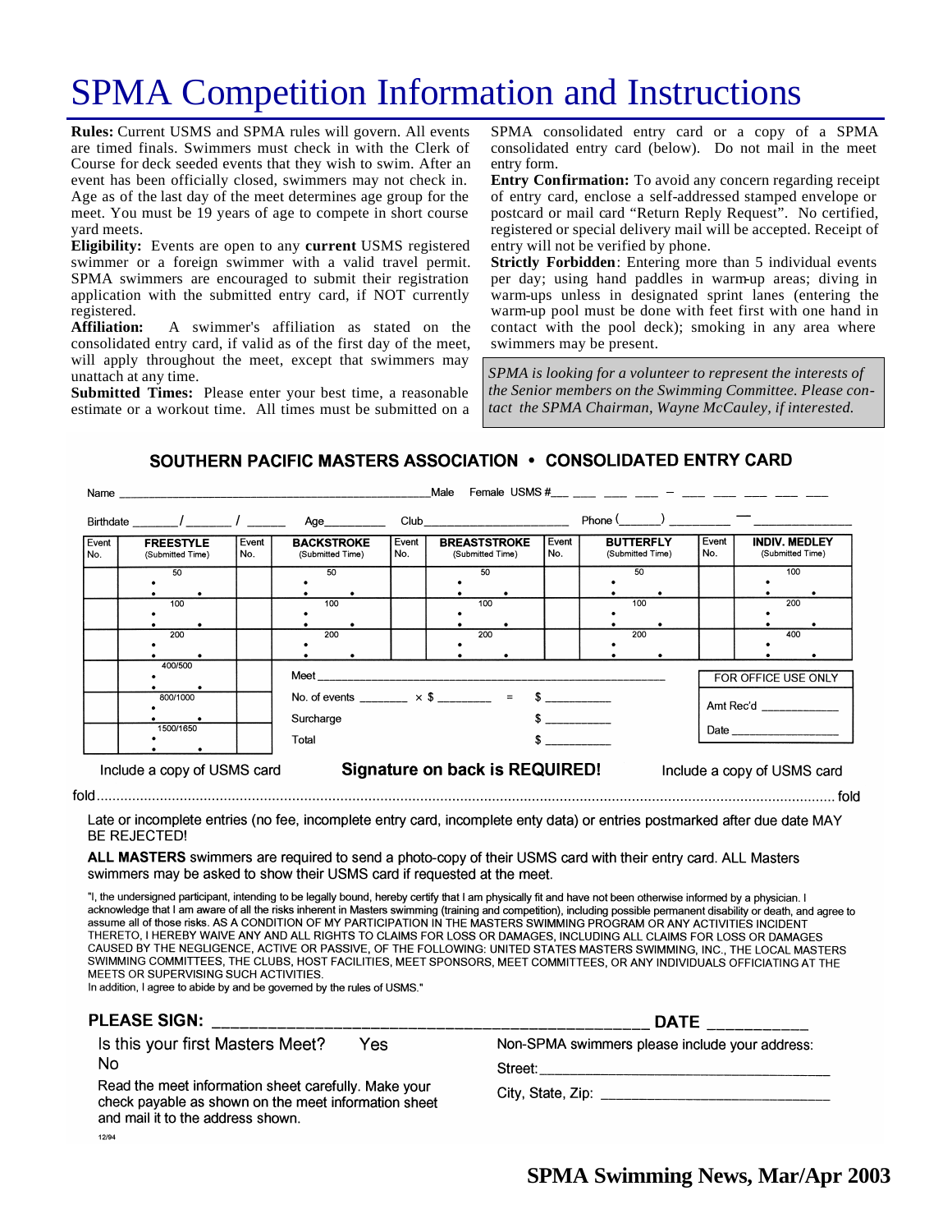# SPMA Competition Information and Instructions

**Rules:** Current USMS and SPMA rules will govern. All events are timed finals. Swimmers must check in with the Clerk of Course for deck seeded events that they wish to swim. After an event has been officially closed, swimmers may not check in. Age as of the last day of the meet determines age group for the meet. You must be 19 years of age to compete in short course yard meets.

**Eligibility:** Events are open to any **current** USMS registered swimmer or a foreign swimmer with a valid travel permit. SPMA swimmers are encouraged to submit their registration application with the submitted entry card, if NOT currently registered.

**Affiliation:** A swimmer's affiliation as stated on the consolidated entry card, if valid as of the first day of the meet, will apply throughout the meet, except that swimmers may unattach at any time.

**Submitted Times:** Please enter your best time, a reasonable estimate or a workout time. All times must be submitted on a SPMA consolidated entry card or a copy of a SPMA consolidated entry card (below). Do not mail in the meet entry form.

**Entry Confirmation:** To avoid any concern regarding receipt of entry card, enclose a self-addressed stamped envelope or postcard or mail card "Return Reply Request". No certified, registered or special delivery mail will be accepted. Receipt of entry will not be verified by phone.

**Strictly Forbidden**: Entering more than 5 individual events per day; using hand paddles in warm-up areas; diving in warm-ups unless in designated sprint lanes (entering the warm-up pool must be done with feet first with one hand in contact with the pool deck); smoking in any area where swimmers may be present.

*SPMA is looking for a volunteer to represent the interests of the Senior members on the Swimming Committee. Please contact the SPMA Chairman, Wayne McCauley, if interested.*

## SOUTHERN PACIFIC MASTERS ASSOCIATION • CONSOLIDATED ENTRY CARD

Name ______________________ Male Female USMS # ___ ___ ___ ___ – ___ ___ ___ ___ ___

Birthdate ____/____/____ Age______ Club______________ Phone (____) ______ – ________

| Event No. | FREESTYLE (Submitted Time) | Event No. | BACKSTROKE (Submitted Time) | Event No. | BREASTSTROKE (Submitted Time) | Event No. | BUTTERFLY (Submitted Time) | Event No. | INDIV. MEDLEY (Submitted Time) |
|---|---|---|---|---|---|---|---|---|---|
| | 50 | | 50 | | 50 | | 50 | | 100 |
| | 100 | | 100 | | 100 | | 100 | | 200 |
| | 200 | | 200 | | 200 | | 200 | | 400 |
| | 400/500 | | | | | | | | |
| | 800/1000 | | | | | | | | |
| | 1500/1650 | | | | | | | | |

Meet ______________________________

No. of events _______ × $ _______ = $ _________

Surcharge $ _________

Total $ _________

FOR OFFICE USE ONLY
Amt Rec'd __________
Date __________

Include a copy of USMS card **Signature on back is REQUIRED!** Include a copy of USMS card

fold ........................................................................................................ fold

Late or incomplete entries (no fee, incomplete entry card, incomplete enty data) or entries postmarked after due date MAY BE REJECTED!

**ALL MASTERS** swimmers are required to send a photo-copy of their USMS card with their entry card. ALL Masters swimmers may be asked to show their USMS card if requested at the meet.

"I, the undersigned participant, intending to be legally bound, hereby certify that I am physically fit and have not been otherwise informed by a physician. I acknowledge that I am aware of all the risks inherent in Masters swimming (training and competition), including possible permanent disability or death, and agree to assume all of those risks. AS A CONDITION OF MY PARTICIPATION IN THE MASTERS SWIMMING PROGRAM OR ANY ACTIVITIES INCIDENT THERETO, I HEREBY WAIVE ANY AND ALL RIGHTS TO CLAIMS FOR LOSS OR DAMAGES, INCLUDING ALL CLAIMS FOR LOSS OR DAMAGES CAUSED BY THE NEGLIGENCE, ACTIVE OR PASSIVE, OF THE FOLLOWING: UNITED STATES MASTERS SWIMMING, INC., THE LOCAL MASTERS SWIMMING COMMITTEES, THE CLUBS, HOST FACILITIES, MEET SPONSORS, MEET COMMITTEES, OR ANY INDIVIDUALS OFFICIATING AT THE MEETS OR SUPERVISING SUCH ACTIVITIES.
In addition, I agree to abide by and be governed by the rules of USMS."

**PLEASE SIGN:** ______________________________ **DATE** __________

Is this your first Masters Meet? Yes No

Read the meet information sheet carefully. Make your check payable as shown on the meet information sheet and mail it to the address shown.

Non-SPMA swimmers please include your address:

Street: ______________________________

City, State, Zip: ______________________

12/94

**SPMA Swimming News, Mar/Apr 2003**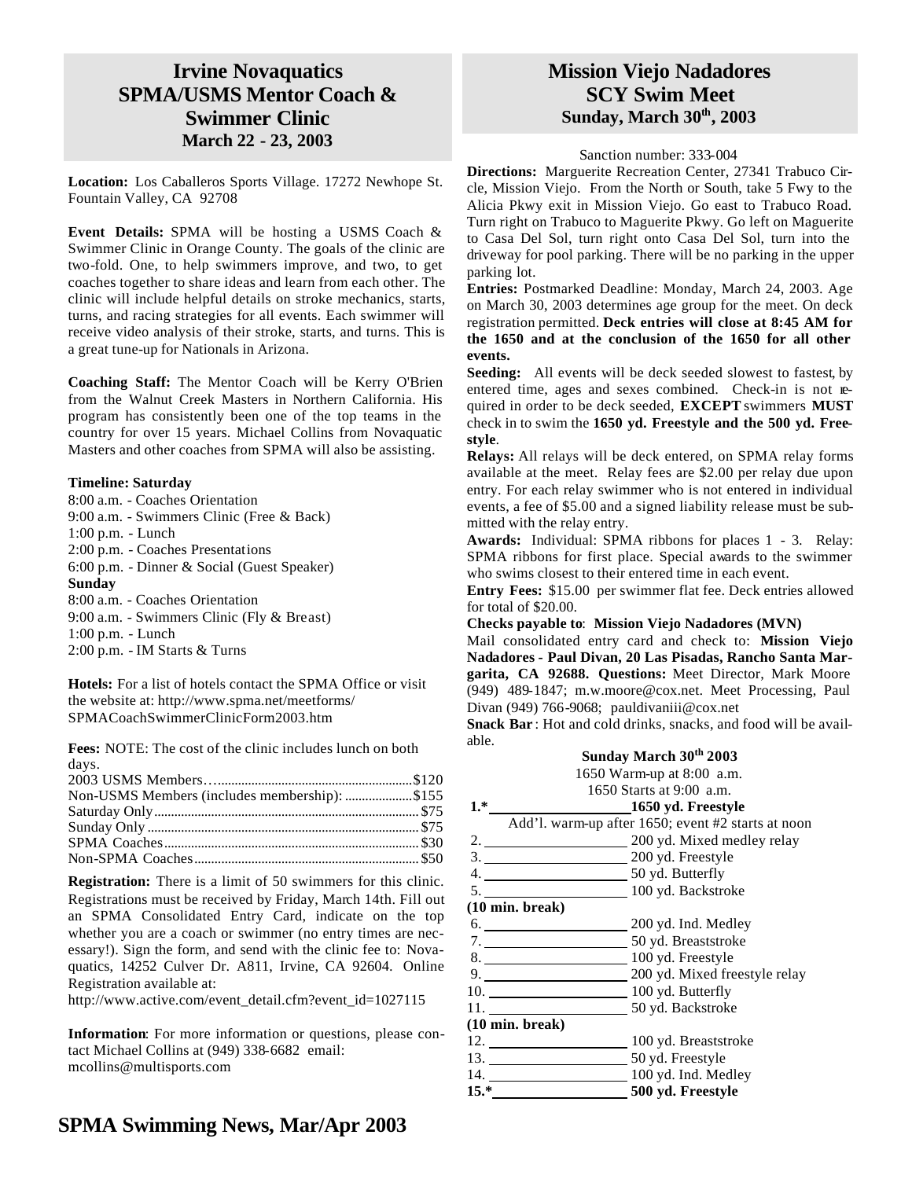## Irvine Novaquatics SPMA/USMS Mentor Coach & Swimmer Clinic

### March 22 - 23, 2003

**Location:** Los Caballeros Sports Village. 17272 Newhope St. Fountain Valley, CA 92708

**Event Details:** SPMA will be hosting a USMS Coach & Swimmer Clinic in Orange County. The goals of the clinic are two-fold. One, to help swimmers improve, and two, to get coaches together to share ideas and learn from each other. The clinic will include helpful details on stroke mechanics, starts, turns, and racing strategies for all events. Each swimmer will receive video analysis of their stroke, starts, and turns. This is a great tune-up for Nationals in Arizona.

**Coaching Staff:** The Mentor Coach will be Kerry O'Brien from the Walnut Creek Masters in Northern California. His program has consistently been one of the top teams in the country for over 15 years. Michael Collins from Novaquatic Masters and other coaches from SPMA will also be assisting.

**Timeline: Saturday**

8:00 a.m. - Coaches Orientation
9:00 a.m. - Swimmers Clinic (Free & Back)
1:00 p.m. - Lunch
2:00 p.m. - Coaches Presentations
6:00 p.m. - Dinner & Social (Guest Speaker)

**Sunday**

8:00 a.m. - Coaches Orientation
9:00 a.m. - Swimmers Clinic (Fly & Breast)
1:00 p.m. - Lunch
2:00 p.m. - IM Starts & Turns

**Hotels:** For a list of hotels contact the SPMA Office or visit the website at: http://www.spma.net/meetforms/SPMACoachSwimmerClinicForm2003.htm

**Fees:** NOTE: The cost of the clinic includes lunch on both days.

| | |
|---|---|
| 2003 USMS Members | $120 |
| Non-USMS Members (includes membership): | $155 |
| Saturday Only | $75 |
| Sunday Only | $75 |
| SPMA Coaches | $30 |
| Non-SPMA Coaches | $50 |

**Registration:** There is a limit of 50 swimmers for this clinic. Registrations must be received by Friday, March 14th. Fill out an SPMA Consolidated Entry Card, indicate on the top whether you are a coach or swimmer (no entry times are necessary!). Sign the form, and send with the clinic fee to: Novaquatics, 14252 Culver Dr. A811, Irvine, CA 92604. Online Registration available at:
http://www.active.com/event_detail.cfm?event_id=1027115

**Information**: For more information or questions, please contact Michael Collins at (949) 338-6682 email: mcollins@multisports.com

## Mission Viejo Nadadores SCY Swim Meet

### Sunday, March 30th, 2003

Sanction number: 333-004

**Directions:** Marguerite Recreation Center, 27341 Trabuco Circle, Mission Viejo. From the North or South, take 5 Fwy to the Alicia Pkwy exit in Mission Viejo. Go east to Trabuco Road. Turn right on Trabuco to Maguerite Pkwy. Go left on Maguerite to Casa Del Sol, turn right onto Casa Del Sol, turn into the driveway for pool parking. There will be no parking in the upper parking lot.

**Entries:** Postmarked Deadline: Monday, March 24, 2003. Age on March 30, 2003 determines age group for the meet. On deck registration permitted. **Deck entries will close at 8:45 AM for the 1650 and at the conclusion of the 1650 for all other events.**

**Seeding:** All events will be deck seeded slowest to fastest, by entered time, ages and sexes combined. Check-in is not required in order to be deck seeded, **EXCEPT** swimmers **MUST** check in to swim the **1650 yd. Freestyle and the 500 yd. Freestyle**.

**Relays:** All relays will be deck entered, on SPMA relay forms available at the meet. Relay fees are $2.00 per relay due upon entry. For each relay swimmer who is not entered in individual events, a fee of $5.00 and a signed liability release must be submitted with the relay entry.

**Awards:** Individual: SPMA ribbons for places 1 - 3. Relay: SPMA ribbons for first place. Special awards to the swimmer who swims closest to their entered time in each event.

**Entry Fees:** $15.00 per swimmer flat fee. Deck entries allowed for total of $20.00.

**Checks payable to**: **Mission Viejo Nadadores (MVN)**

Mail consolidated entry card and check to: **Mission Viejo Nadadores - Paul Divan, 20 Las Pisadas, Rancho Santa Margarita, CA 92688. Questions:** Meet Director, Mark Moore (949) 489-1847; m.w.moore@cox.net. Meet Processing, Paul Divan (949) 766-9068; pauldivaniii@cox.net

**Snack Bar**: Hot and cold drinks, snacks, and food will be available.

**Sunday March 30th 2003**

1650 Warm-up at 8:00 a.m.
1650 Starts at 9:00 a.m.

**1.* ______ 1650 yd. Freestyle**

Add'l. warm-up after 1650; event #2 starts at noon

2. ______ 200 yd. Mixed medley relay
3. ______ 200 yd. Freestyle
4. ______ 50 yd. Butterfly
5. ______ 100 yd. Backstroke

**(10 min. break)**

6. ______ 200 yd. Ind. Medley
7. ______ 50 yd. Breaststroke
8. ______ 100 yd. Freestyle
9. ______ 200 yd. Mixed freestyle relay
10. ______ 100 yd. Butterfly
11. ______ 50 yd. Backstroke

**(10 min. break)**

12. ______ 100 yd. Breaststroke
13. ______ 50 yd. Freestyle
14. ______ 100 yd. Ind. Medley

**15.* ______ 500 yd. Freestyle**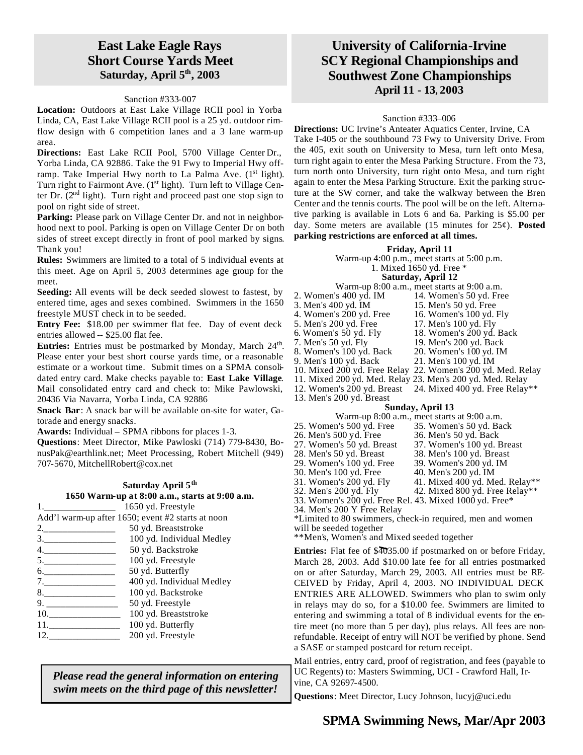## East Lake Eagle Rays Short Course Yards Meet
### Saturday, April 5th, 2003

Sanction #333-007

**Location:** Outdoors at East Lake Village RCII pool in Yorba Linda, CA, East Lake Village RCII pool is a 25 yd. outdoor rim-flow design with 6 competition lanes and a 3 lane warm-up area.

**Directions:** East Lake RCII Pool, 5700 Village Center Dr., Yorba Linda, CA 92886. Take the 91 Fwy to Imperial Hwy off-ramp. Take Imperial Hwy north to La Palma Ave. (1st light). Turn right to Fairmont Ave. (1st light). Turn left to Village Center Dr. (2nd light). Turn right and proceed past one stop sign to pool on right side of street.

**Parking:** Please park on Village Center Dr. and not in neighborhood next to pool. Parking is open on Village Center Dr on both sides of street except directly in front of pool marked by signs. Thank you!

**Rules:** Swimmers are limited to a total of 5 individual events at this meet. Age on April 5, 2003 determines age group for the meet.

**Seeding:** All events will be deck seeded slowest to fastest, by entered time, ages and sexes combined. Swimmers in the 1650 freestyle MUST check in to be seeded.

**Entry Fee:** $18.00 per swimmer flat fee. Day of event deck entries allowed -- $25.00 flat fee.

**Entries:** Entries must be postmarked by Monday, March 24th. Please enter your best short course yards time, or a reasonable estimate or a workout time. Submit times on a SPMA consolidated entry card. Make checks payable to: **East Lake Village**. Mail consolidated entry card and check to: Mike Pawlowski, 20436 Via Navarra, Yorba Linda, CA 92886

**Snack Bar**: A snack bar will be available on-site for water, Gatorade and energy snacks.

**Awards:** Individual – SPMA ribbons for places 1-3.

**Questions**: Meet Director, Mike Pawloski (714) 779-8430, BonusPak@earthlink.net; Meet Processing, Robert Mitchell (949) 707-5670, MitchellRobert@cox.net

**Saturday April 5th**
**1650 Warm-up at 8:00 a.m., starts at 9:00 a.m.**

1.______________ 1650 yd. Freestyle

Add'l warm-up after 1650; event #2 starts at noon

2.______________ 50 yd. Breaststroke
3.______________ 100 yd. Individual Medley
4.______________ 50 yd. Backstroke
5.______________ 100 yd. Freestyle
6.______________ 50 yd. Butterfly
7.______________ 400 yd. Individual Medley
8.______________ 100 yd. Backstroke
9. ______________ 50 yd. Freestyle
10.______________ 100 yd. Breaststroke
11.______________ 100 yd. Butterfly
12.______________ 200 yd. Freestyle

***Please read the general information on entering swim meets on the third page of this newsletter!***

## University of California-Irvine SCY Regional Championships and Southwest Zone Championships
### April 11 - 13, 2003

Sanction #333–006

**Directions:** UC Irvine's Anteater Aquatics Center, Irvine, CA Take I-405 or the southbound 73 Fwy to University Drive. From the 405, exit south on University to Mesa, turn left onto Mesa, turn right again to enter the Mesa Parking Structure. From the 73, turn north onto University, turn right onto Mesa, and turn right again to enter the Mesa Parking Structure. Exit the parking structure at the SW corner, and take the walkway between the Bren Center and the tennis courts. The pool will be on the left. Alternative parking is available in Lots 6 and 6a. Parking is $5.00 per day. Some meters are available (15 minutes for 25¢). **Posted parking restrictions are enforced at all times.**

**Friday, April 11**
Warm-up 4:00 p.m., meet starts at 5:00 p.m.
1. Mixed 1650 yd. Free *

**Saturday, April 12**
Warm-up 8:00 a.m., meet starts at 9:00 a.m.

2. Women's 400 yd. IM
3. Men's 400 yd. IM
4. Women's 200 yd. Free
5. Men's 200 yd. Free
6. Women's 50 yd. Fly
7. Men's 50 yd. Fly
8. Women's 100 yd. Back
9. Men's 100 yd. Back
10. Mixed 200 yd. Free Relay
11. Mixed 200 yd. Med. Relay
12. Women's 200 yd. Breast
13. Men's 200 yd. Breast
14. Women's 50 yd. Free
15. Men's 50 yd. Free
16. Women's 100 yd. Fly
17. Men's 100 yd. Fly
18. Women's 200 yd. Back
19. Men's 200 yd. Back
20. Women's 100 yd. IM
21. Men's 100 yd. IM
22. Women's 200 yd. Med. Relay
23. Men's 200 yd. Med. Relay
24. Mixed 400 yd. Free Relay**

**Sunday, April 13**
Warm-up 8:00 a.m., meet starts at 9:00 a.m.

25. Women's 500 yd. Free
26. Men's 500 yd. Free
27. Women's 50 yd. Breast
28. Men's 50 yd. Breast
29. Women's 100 yd. Free
30. Men's 100 yd. Free
31. Women's 200 yd. Fly
32. Men's 200 yd. Fly
33. Women's 200 yd. Free Rel.
34. Men's 200 Y Free Relay
35. Women's 50 yd. Back
36. Men's 50 yd. Back
37. Women's 100 yd. Breast
38. Men's 100 yd. Breast
39. Women's 200 yd. IM
40. Men's 200 yd. IM
41. Mixed 400 yd. Med. Relay**
42. Mixed 800 yd. Free Relay**
43. Mixed 1000 yd. Free*

*Limited to 80 swimmers, check-in required, men and women will be seeded together
**Men's, Women's and Mixed seeded together

**Entries:** Flat fee of $35.00 if postmarked on or before Friday, March 28, 2003. Add $10.00 late fee for all entries postmarked on or after Saturday, March 29, 2003. All entries must be RECEIVED by Friday, April 4, 2003. NO INDIVIDUAL DECK ENTRIES ARE ALLOWED. Swimmers who plan to swim only in relays may do so, for a $10.00 fee. Swimmers are limited to entering and swimming a total of 8 individual events for the entire meet (no more than 5 per day), plus relays. All fees are nonrefundable. Receipt of entry will NOT be verified by phone. Send a SASE or stamped postcard for return receipt.

Mail entries, entry card, proof of registration, and fees (payable to UC Regents) to: Masters Swimming, UCI - Crawford Hall, Irvine, CA 92697-4500.

**Questions**: Meet Director, Lucy Johnson, lucyj@uci.edu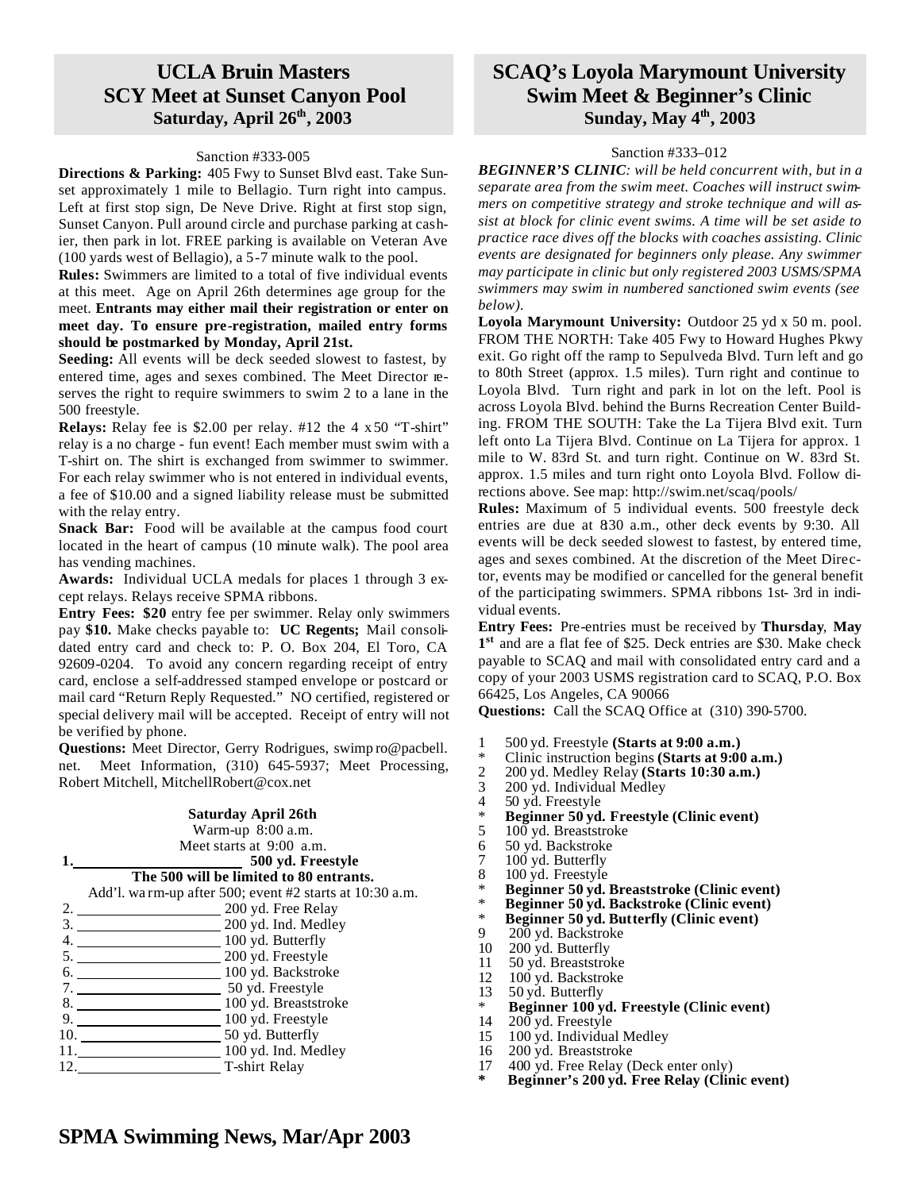## UCLA Bruin Masters SCY Meet at Sunset Canyon Pool
### Saturday, April 26th, 2003

Sanction #333-005

**Directions & Parking:** 405 Fwy to Sunset Blvd east. Take Sunset approximately 1 mile to Bellagio. Turn right into campus. Left at first stop sign, De Neve Drive. Right at first stop sign, Sunset Canyon. Pull around circle and purchase parking at cashier, then park in lot. FREE parking is available on Veteran Ave (100 yards west of Bellagio), a 5-7 minute walk to the pool.

**Rules:** Swimmers are limited to a total of five individual events at this meet. Age on April 26th determines age group for the meet. **Entrants may either mail their registration or enter on meet day. To ensure pre-registration, mailed entry forms should be postmarked by Monday, April 21st.**

**Seeding:** All events will be deck seeded slowest to fastest, by entered time, ages and sexes combined. The Meet Director reserves the right to require swimmers to swim 2 to a lane in the 500 freestyle.

**Relays:** Relay fee is $2.00 per relay. #12 the 4 x 50 "T-shirt" relay is a no charge - fun event! Each member must swim with a T-shirt on. The shirt is exchanged from swimmer to swimmer. For each relay swimmer who is not entered in individual events, a fee of $10.00 and a signed liability release must be submitted with the relay entry.

**Snack Bar:** Food will be available at the campus food court located in the heart of campus (10 minute walk). The pool area has vending machines.

**Awards:** Individual UCLA medals for places 1 through 3 except relays. Relays receive SPMA ribbons.

**Entry Fees: $20** entry fee per swimmer. Relay only swimmers pay **$10.** Make checks payable to: **UC Regents;** Mail consolidated entry card and check to: P. O. Box 204, El Toro, CA 92609-0204. To avoid any concern regarding receipt of entry card, enclose a self-addressed stamped envelope or postcard or mail card "Return Reply Requested." NO certified, registered or special delivery mail will be accepted. Receipt of entry will not be verified by phone.

**Questions:** Meet Director, Gerry Rodrigues, swimpro@pacbell.net. Meet Information, (310) 645-5937; Meet Processing, Robert Mitchell, MitchellRobert@cox.net

**Saturday April 26th**
Warm-up 8:00 a.m.
Meet starts at 9:00 a.m.

**1. ________ 500 yd. Freestyle**
**The 500 will be limited to 80 entrants.**
Add'l. warm-up after 500; event #2 starts at 10:30 a.m.

2. ________ 200 yd. Free Relay
3. ________ 200 yd. Ind. Medley
4. ________ 100 yd. Butterfly
5. ________ 200 yd. Freestyle
6. ________ 100 yd. Backstroke
7. ________ 50 yd. Freestyle
8. ________ 100 yd. Breaststroke
9. ________ 100 yd. Freestyle
10. ________ 50 yd. Butterfly
11. ________ 100 yd. Ind. Medley
12. ________ T-shirt Relay

## SCAQ's Loyola Marymount University Swim Meet & Beginner's Clinic
### Sunday, May 4th, 2003

Sanction #333–012

***BEGINNER'S CLINIC**: will be held concurrent with, but in a separate area from the swim meet. Coaches will instruct swimmers on competitive strategy and stroke technique and will assist at block for clinic event swims. A time will be set aside to practice race dives off the blocks with coaches assisting. Clinic events are designated for beginners only please. Any swimmer may participate in clinic but only registered 2003 USMS/SPMA swimmers may swim in numbered sanctioned swim events (see below).*

**Loyola Marymount University:** Outdoor 25 yd x 50 m. pool. FROM THE NORTH: Take 405 Fwy to Howard Hughes Pkwy exit. Go right off the ramp to Sepulveda Blvd. Turn left and go to 80th Street (approx. 1.5 miles). Turn right and continue to Loyola Blvd. Turn right and park in lot on the left. Pool is across Loyola Blvd. behind the Burns Recreation Center Building. FROM THE SOUTH: Take the La Tijera Blvd exit. Turn left onto La Tijera Blvd. Continue on La Tijera for approx. 1 mile to W. 83rd St. and turn right. Continue on W. 83rd St. approx. 1.5 miles and turn right onto Loyola Blvd. Follow directions above. See map: http://swim.net/scaq/pools/

**Rules:** Maximum of 5 individual events. 500 freestyle deck entries are due at 8:30 a.m., other deck events by 9:30. All events will be deck seeded slowest to fastest, by entered time, ages and sexes combined. At the discretion of the Meet Director, events may be modified or cancelled for the general benefit of the participating swimmers. SPMA ribbons 1st- 3rd in individual events.

**Entry Fees:** Pre-entries must be received by **Thursday**, **May 1st** and are a flat fee of $25. Deck entries are $30. Make check payable to SCAQ and mail with consolidated entry card and a copy of your 2003 USMS registration card to SCAQ, P.O. Box 66425, Los Angeles, CA 90066

**Questions:** Call the SCAQ Office at (310) 390-5700.

1 500 yd. Freestyle **(Starts at 9:00 a.m.)**
\* Clinic instruction begins **(Starts at 9:00 a.m.)**
2 200 yd. Medley Relay **(Starts 10:30 a.m.)**
3 200 yd. Individual Medley
4 50 yd. Freestyle
\* **Beginner 50 yd. Freestyle (Clinic event)**
5 100 yd. Breaststroke
6 50 yd. Backstroke
7 100 yd. Butterfly
8 100 yd. Freestyle
\* **Beginner 50 yd. Breaststroke (Clinic event)**
\* **Beginner 50 yd. Backstroke (Clinic event)**
\* **Beginner 50 yd. Butterfly (Clinic event)**
9 200 yd. Backstroke
10 200 yd. Butterfly
11 50 yd. Breaststroke
12 100 yd. Backstroke
13 50 yd. Butterfly
\* **Beginner 100 yd. Freestyle (Clinic event)**
14 200 yd. Freestyle
15 100 yd. Individual Medley
16 200 yd. Breaststroke
17 400 yd. Free Relay (Deck enter only)
**\* Beginner's 200 yd. Free Relay (Clinic event)**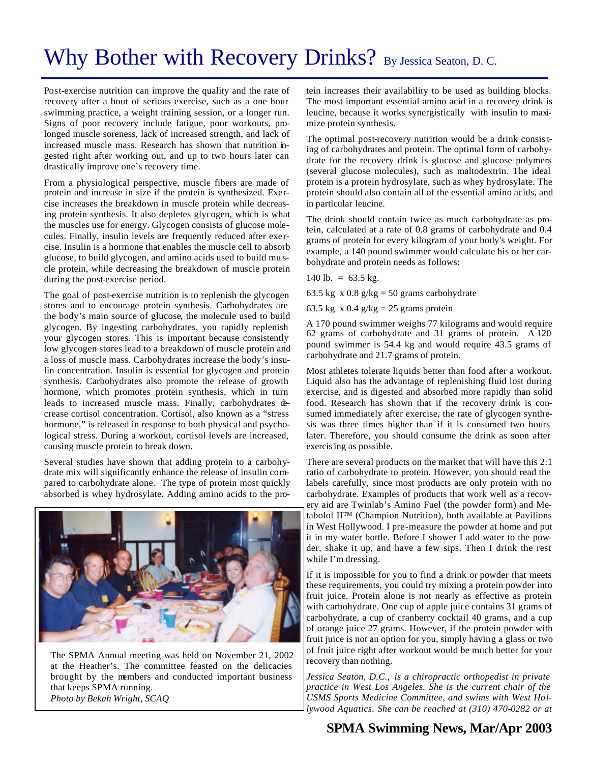# Why Bother with Recovery Drinks? By Jessica Seaton, D. C.

Post-exercise nutrition can improve the quality and the rate of recovery after a bout of serious exercise, such as a one hour swimming practice, a weight training session, or a longer run. Signs of poor recovery include fatigue, poor workouts, prolonged muscle soreness, lack of increased strength, and lack of increased muscle mass. Research has shown that nutrition ingested right after working out, and up to two hours later can drastically improve one's recovery time.

From a physiological perspective, muscle fibers are made of protein and increase in size if the protein is synthesized. Exercise increases the breakdown in muscle protein while decreasing protein synthesis. It also depletes glycogen, which is what the muscles use for energy. Glycogen consists of glucose molecules. Finally, insulin levels are frequently reduced after exercise. Insulin is a hormone that enables the muscle cell to absorb glucose, to build glycogen, and amino acids used to build muscle protein, while decreasing the breakdown of muscle protein during the post-exercise period.

The goal of post-exercise nutrition is to replenish the glycogen stores and to encourage protein synthesis. Carbohydrates are the body's main source of glucose, the molecule used to build glycogen. By ingesting carbohydrates, you rapidly replenish your glycogen stores. This is important because consistently low glycogen stores lead to a breakdown of muscle protein and a loss of muscle mass. Carbohydrates increase the body's insulin concentration. Insulin is essential for glycogen and protein synthesis. Carbohydrates also promote the release of growth hormone, which promotes protein synthesis, which in turn leads to increased muscle mass. Finally, carbohydrates decrease cortisol concentration. Cortisol, also known as a "stress hormone," is released in response to both physical and psychological stress. During a workout, cortisol levels are increased, causing muscle protein to break down.

Several studies have shown that adding protein to a carbohydrate mix will significantly enhance the release of insulin compared to carbohydrate alone. The type of protein most quickly absorbed is whey hydrosylate. Adding amino acids to the protein increases their availability to be used as building blocks. The most important essential amino acid in a recovery drink is leucine, because it works synergistically with insulin to maximize protein synthesis.

The optimal post-recovery nutrition would be a drink consisting of carbohydrates and protein. The optimal form of carbohydrate for the recovery drink is glucose and glucose polymers (several glucose molecules), such as maltodextrin. The ideal protein is a protein hydrosylate, such as whey hydrosylate. The protein should also contain all of the essential amino acids, and in particular leucine.

The drink should contain twice as much carbohydrate as protein, calculated at a rate of 0.8 grams of carbohydrate and 0.4 grams of protein for every kilogram of your body's weight. For example, a 140 pound swimmer would calculate his or her carbohydrate and protein needs as follows:

140 lb. = 63.5 kg.

63.5 kg x 0.8 g/kg = 50 grams carbohydrate

63.5 kg x 0.4 g/kg = 25 grams protein

A 170 pound swimmer weighs 77 kilograms and would require 62 grams of carbohydrate and 31 grams of protein. A 120 pound swimmer is 54.4 kg and would require 43.5 grams of carbohydrate and 21.7 grams of protein.

Most athletes tolerate liquids better than food after a workout. Liquid also has the advantage of replenishing fluid lost during exercise, and is digested and absorbed more rapidly than solid food. Research has shown that if the recovery drink is consumed immediately after exercise, the rate of glycogen synthesis was three times higher than if it is consumed two hours later. Therefore, you should consume the drink as soon after exercising as possible.

There are several products on the market that will have this 2:1 ratio of carbohydrate to protein. However, you should read the labels carefully, since most products are only protein with no carbohydrate. Examples of products that work well as a recovery aid are Twinlab's Amino Fuel (the powder form) and Metabolol II™ (Champion Nutrition), both available at Pavilions in West Hollywood. I pre-measure the powder at home and put it in my water bottle. Before I shower I add water to the powder, shake it up, and have a few sips. Then I drink the rest while I'm dressing.

If it is impossible for you to find a drink or powder that meets these requirements, you could try mixing a protein powder into fruit juice. Protein alone is not nearly as effective as protein with carbohydrate. One cup of apple juice contains 31 grams of carbohydrate, a cup of cranberry cocktail 40 grams, and a cup of orange juice 27 grams. However, if the protein powder with fruit juice is not an option for you, simply having a glass or two of fruit juice right after workout would be much better for your recovery than nothing.

*Jessica Seaton, D.C., is a chiropractic orthopedist in private practice in West Los Angeles. She is the current chair of the USMS Sports Medicine Committee, and swims with West Hollywood Aquatics. She can be reached at (310) 470-0282 or at*

The SPMA Annual meeting was held on November 21, 2002 at the Heather's. The committee feasted on the delicacies brought by the members and conducted important business that keeps SPMA running.
*Photo by Bekah Wright, SCAQ*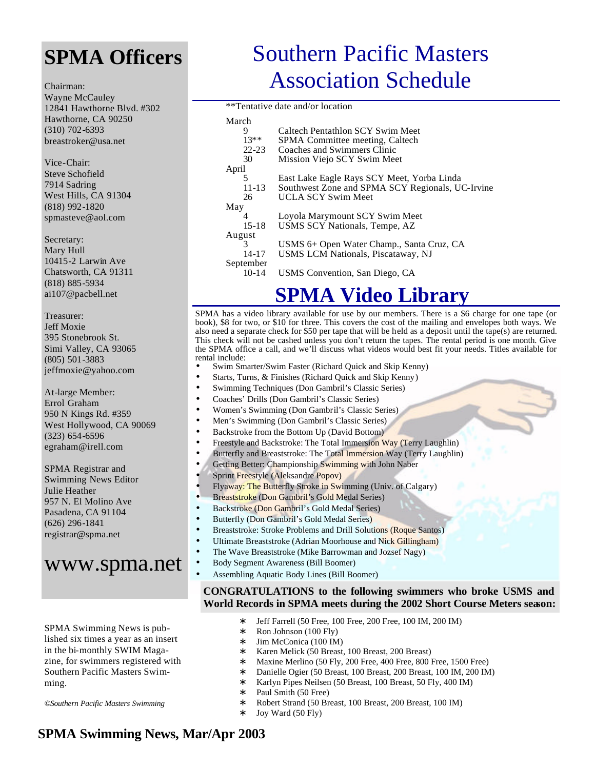# SPMA Officers

Chairman:
Wayne McCauley
12841 Hawthorne Blvd. #302
Hawthorne, CA 90250
(310) 702-6393
breastroker@usa.net

Vice-Chair:
Steve Schofield
7914 Sadring
West Hills, CA 91304
(818) 992-1820
spmasteve@aol.com

Secretary:
Mary Hull
10415-2 Larwin Ave
Chatsworth, CA 91311
(818) 885-5934
ai107@pacbell.net

Treasurer:
Jeff Moxie
395 Stonebrook St.
Simi Valley, CA 93065
(805) 501-3883
jeffmoxie@yahoo.com

At-large Member:
Errol Graham
950 N Kings Rd. #359
West Hollywood, CA 90069
(323) 654-6596
egraham@irell.com

SPMA Registrar and
Swimming News Editor
Julie Heather
957 N. El Molino Ave
Pasadena, CA 91104
(626) 296-1841
registrar@spma.net

www.spma.net

SPMA Swimming News is published six times a year as an insert in the bi-monthly SWIM Magazine, for swimmers registered with Southern Pacific Masters Swimming.

*©Southern Pacific Masters Swimming*

# Southern Pacific Masters Association Schedule

**Tentative date and/or location

| | |
|---|---|
| **March** | |
| 9 | Caltech Pentathlon SCY Swim Meet |
| 13** | SPMA Committee meeting, Caltech |
| 22-23 | Coaches and Swimmers Clinic |
| 30 | Mission Viejo SCY Swim Meet |
| **April** | |
| 5 | East Lake Eagle Rays SCY Meet, Yorba Linda |
| 11-13 | Southwest Zone and SPMA SCY Regionals, UC-Irvine |
| 26 | UCLA SCY Swim Meet |
| **May** | |
| 4 | Loyola Marymount SCY Swim Meet |
| 15-18 | USMS SCY Nationals, Tempe, AZ |
| **August** | |
| 3 | USMS 6+ Open Water Champ., Santa Cruz, CA |
| 14-17 | USMS LCM Nationals, Piscataway, NJ |
| **September** | |
| 10-14 | USMS Convention, San Diego, CA |

# SPMA Video Library

SPMA has a video library available for use by our members. There is a $6 charge for one tape (or book), $8 for two, or $10 for three. This covers the cost of the mailing and envelopes both ways. We also need a separate check for $50 per tape that will be held as a deposit until the tape(s) are returned. This check will not be cashed unless you don't return the tapes. The rental period is one month. Give the SPMA office a call, and we'll discuss what videos would best fit your needs. Titles available for rental include:

- Swim Smarter/Swim Faster (Richard Quick and Skip Kenny)
- Starts, Turns, & Finishes (Richard Quick and Skip Kenny)
- Swimming Techniques (Don Gambril's Classic Series)
- Coaches' Drills (Don Gambril's Classic Series)
- Women's Swimming (Don Gambril's Classic Series)
- Men's Swimming (Don Gambril's Classic Series)
- Backstroke from the Bottom Up (David Bottom)
- Freestyle and Backstroke: The Total Immersion Way (Terry Laughlin)
- Butterfly and Breaststroke: The Total Immersion Way (Terry Laughlin)
- Getting Better: Championship Swimming with John Naber
- Sprint Freestyle (Aleksandre Popov)
- Flyaway: The Butterfly Stroke in Swimming (Univ. of Calgary)
- Breaststroke (Don Gambril's Gold Medal Series)
- Backstroke (Don Gambril's Gold Medal Series)
- Butterfly (Don Gambril's Gold Medal Series)
- Breaststroke: Stroke Problems and Drill Solutions (Roque Santos)
- Ultimate Breaststroke (Adrian Moorhouse and Nick Gillingham)
- The Wave Breaststroke (Mike Barrowman and Jozsef Nagy)
- Body Segment Awareness (Bill Boomer)
- Assembling Aquatic Body Lines (Bill Boomer)

**CONGRATULATIONS to the following swimmers who broke USMS and World Records in SPMA meets during the 2002 Short Course Meters season:**

- Jeff Farrell (50 Free, 100 Free, 200 Free, 100 IM, 200 IM)
- Ron Johnson (100 Fly)
- Jim McConica (100 IM)
- Karen Melick (50 Breast, 100 Breast, 200 Breast)
- Maxine Merlino (50 Fly, 200 Free, 400 Free, 800 Free, 1500 Free)
- Danielle Ogier (50 Breast, 100 Breast, 200 Breast, 100 IM, 200 IM)
- Karlyn Pipes Neilsen (50 Breast, 100 Breast, 50 Fly, 400 IM)
- Paul Smith (50 Free)
- Robert Strand (50 Breast, 100 Breast, 200 Breast, 100 IM)
- Joy Ward (50 Fly)